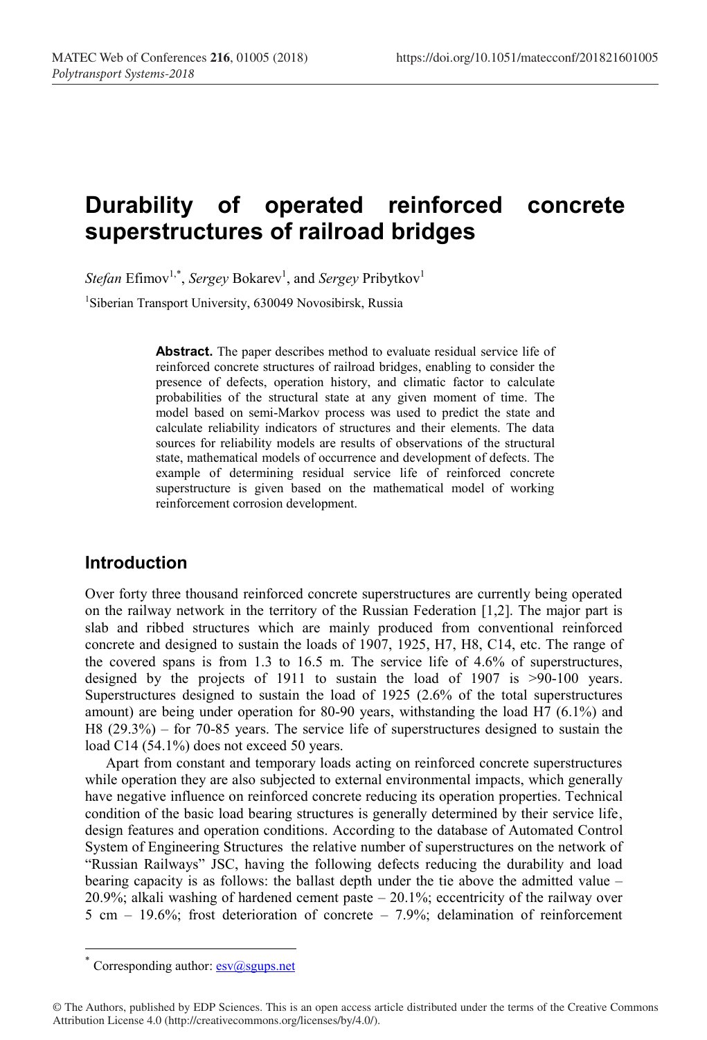# Durability of operated reinforced concrete superstructures of railroad bridges

*Stefan* Efimov[1,*], *Sergey* Bokarev[1], and *Sergey* Pribytkov[1]

[1]Siberian Transport University, 630049 Novosibirsk, Russia

**Abstract.** The paper describes method to evaluate residual service life of reinforced concrete structures of railroad bridges, enabling to consider the presence of defects, operation history, and climatic factor to calculate probabilities of the structural state at any given moment of time. The model based on semi-Markov process was used to predict the state and calculate reliability indicators of structures and their elements. The data sources for reliability models are results of observations of the structural state, mathematical models of occurrence and development of defects. The example of determining residual service life of reinforced concrete superstructure is given based on the mathematical model of working reinforcement corrosion development.

## Introduction

Over forty three thousand reinforced concrete superstructures are currently being operated on the railway network in the territory of the Russian Federation [1,2]. The major part is slab and ribbed structures which are mainly produced from conventional reinforced concrete and designed to sustain the loads of 1907, 1925, H7, H8, C14, etc. The range of the covered spans is from 1.3 to 16.5 m. The service life of 4.6% of superstructures, designed by the projects of 1911 to sustain the load of 1907 is >90-100 years. Superstructures designed to sustain the load of 1925 (2.6% of the total superstructures amount) are being under operation for 80-90 years, withstanding the load H7 (6.1%) and H8 (29.3%) – for 70-85 years. The service life of superstructures designed to sustain the load C14 (54.1%) does not exceed 50 years.

Apart from constant and temporary loads acting on reinforced concrete superstructures while operation they are also subjected to external environmental impacts, which generally have negative influence on reinforced concrete reducing its operation properties. Technical condition of the basic load bearing structures is generally determined by their service life, design features and operation conditions. According to the database of Automated Control System of Engineering Structures the relative number of superstructures on the network of "Russian Railways" JSC, having the following defects reducing the durability and load bearing capacity is as follows: the ballast depth under the tie above the admitted value – 20.9%; alkali washing of hardened cement paste – 20.1%; eccentricity of the railway over 5 cm – 19.6%; frost deterioration of concrete – 7.9%; delamination of reinforcement

---

[*] Corresponding author: esv@sgups.net

© The Authors, published by EDP Sciences. This is an open access article distributed under the terms of the Creative Commons Attribution License 4.0 (http://creativecommons.org/licenses/by/4.0/).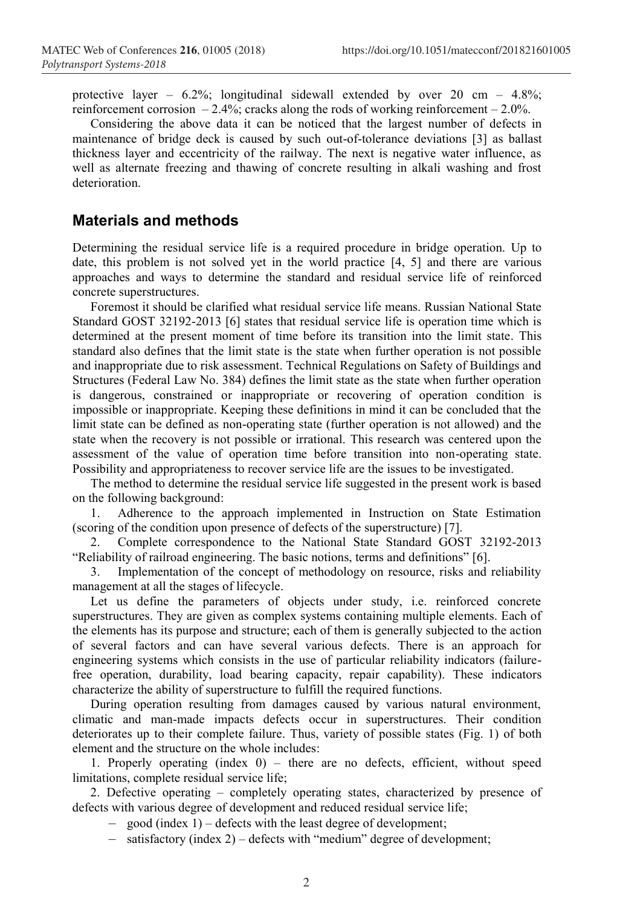protective layer – 6.2%; longitudinal sidewall extended by over 20 cm – 4.8%; reinforcement corrosion – 2.4%; cracks along the rods of working reinforcement – 2.0%.

Considering the above data it can be noticed that the largest number of defects in maintenance of bridge deck is caused by such out-of-tolerance deviations [3] as ballast thickness layer and eccentricity of the railway. The next is negative water influence, as well as alternate freezing and thawing of concrete resulting in alkali washing and frost deterioration.

## Materials and methods

Determining the residual service life is a required procedure in bridge operation. Up to date, this problem is not solved yet in the world practice [4, 5] and there are various approaches and ways to determine the standard and residual service life of reinforced concrete superstructures.

Foremost it should be clarified what residual service life means. Russian National State Standard GOST 32192-2013 [6] states that residual service life is operation time which is determined at the present moment of time before its transition into the limit state. This standard also defines that the limit state is the state when further operation is not possible and inappropriate due to risk assessment. Technical Regulations on Safety of Buildings and Structures (Federal Law No. 384) defines the limit state as the state when further operation is dangerous, constrained or inappropriate or recovering of operation condition is impossible or inappropriate. Keeping these definitions in mind it can be concluded that the limit state can be defined as non-operating state (further operation is not allowed) and the state when the recovery is not possible or irrational. This research was centered upon the assessment of the value of operation time before transition into non-operating state. Possibility and appropriateness to recover service life are the issues to be investigated.

The method to determine the residual service life suggested in the present work is based on the following background:

1. Adherence to the approach implemented in Instruction on State Estimation (scoring of the condition upon presence of defects of the superstructure) [7].
2. Complete correspondence to the National State Standard GOST 32192-2013 “Reliability of railroad engineering. The basic notions, terms and definitions” [6].
3. Implementation of the concept of methodology on resource, risks and reliability management at all the stages of lifecycle.

Let us define the parameters of objects under study, i.e. reinforced concrete superstructures. They are given as complex systems containing multiple elements. Each of the elements has its purpose and structure; each of them is generally subjected to the action of several factors and can have several various defects. There is an approach for engineering systems which consists in the use of particular reliability indicators (failure-free operation, durability, load bearing capacity, repair capability). These indicators characterize the ability of superstructure to fulfill the required functions.

During operation resulting from damages caused by various natural environment, climatic and man-made impacts defects occur in superstructures. Their condition deteriorates up to their complete failure. Thus, variety of possible states (Fig. 1) of both element and the structure on the whole includes:

1. Properly operating (index 0) – there are no defects, efficient, without speed limitations, complete residual service life;

2. Defective operating – completely operating states, characterized by presence of defects with various degree of development and reduced residual service life;

- good (index 1) – defects with the least degree of development;
- satisfactory (index 2) – defects with “medium” degree of development;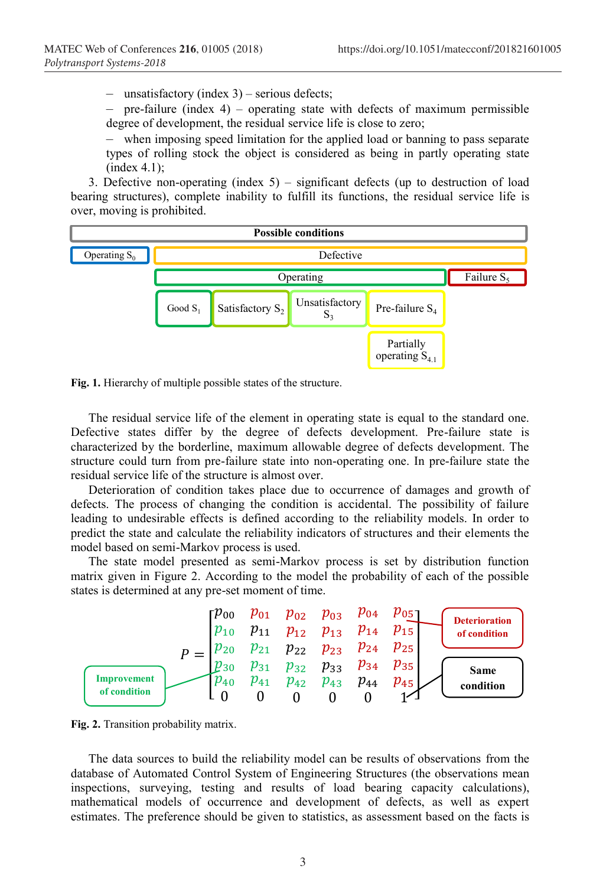– unsatisfactory (index 3) – serious defects;

– pre-failure (index 4) – operating state with defects of maximum permissible degree of development, the residual service life is close to zero;

– when imposing speed limitation for the applied load or banning to pass separate types of rolling stock the object is considered as being in partly operating state (index 4.1);

3. Defective non-operating (index 5) – significant defects (up to destruction of load bearing structures), complete inability to fulfill its functions, the residual service life is over, moving is prohibited.

Possible conditions

Operating $S_0$ | Defective

Operating | Failure $S_5$

Good $S_1$ | Satisfactory $S_2$ | Unsatisfactory $S_3$ | Pre-failure $S_4$

Partially operating $S_{4.1}$

**Fig. 1.** Hierarchy of multiple possible states of the structure.

The residual service life of the element in operating state is equal to the standard one. Defective states differ by the degree of defects development. Pre-failure state is characterized by the borderline, maximum allowable degree of defects development. The structure could turn from pre-failure state into non-operating one. In pre-failure state the residual service life of the structure is almost over.

Deterioration of condition takes place due to occurrence of damages and growth of defects. The process of changing the condition is accidental. The possibility of failure leading to undesirable effects is defined according to the reliability models. In order to predict the state and calculate the reliability indicators of structures and their elements the model based on semi-Markov process is used.

The state model presented as semi-Markov process is set by distribution function matrix given in Figure 2. According to the model the probability of each of the possible states is determined at any pre-set moment of time.

$$P = \begin{bmatrix} p_{00} & p_{01} & p_{02} & p_{03} & p_{04} & p_{05} \\ p_{10} & p_{11} & p_{12} & p_{13} & p_{14} & p_{15} \\ p_{20} & p_{21} & p_{22} & p_{23} & p_{24} & p_{25} \\ p_{30} & p_{31} & p_{32} & p_{33} & p_{34} & p_{35} \\ p_{40} & p_{41} & p_{42} & p_{43} & p_{44} & p_{45} \\ 0 & 0 & 0 & 0 & 0 & 1 \end{bmatrix}$$

Improvement of condition | Deterioration of condition | Same condition

**Fig. 2.** Transition probability matrix.

The data sources to build the reliability model can be results of observations from the database of Automated Control System of Engineering Structures (the observations mean inspections, surveying, testing and results of load bearing capacity calculations), mathematical models of occurrence and development of defects, as well as expert estimates. The preference should be given to statistics, as assessment based on the facts is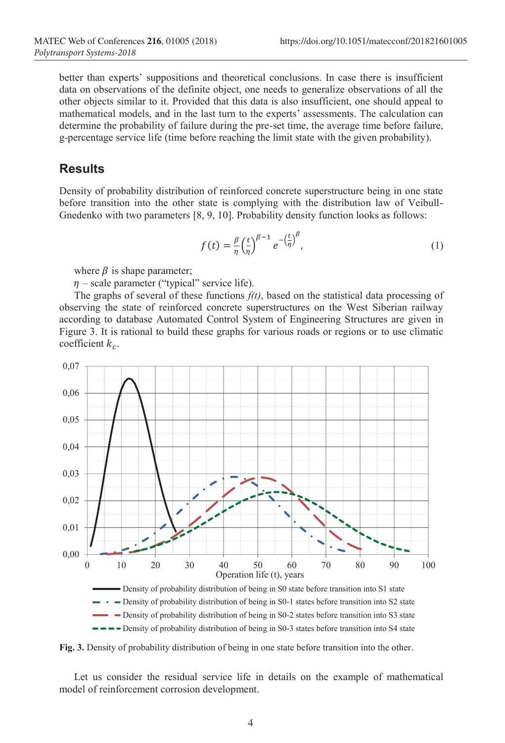better than experts' suppositions and theoretical conclusions. In case there is insufficient data on observations of the definite object, one needs to generalize observations of all the other objects similar to it. Provided that this data is also insufficient, one should appeal to mathematical models, and in the last turn to the experts' assessments. The calculation can determine the probability of failure during the pre-set time, the average time before failure, g-percentage service life (time before reaching the limit state with the given probability).

## Results

Density of probability distribution of reinforced concrete superstructure being in one state before transition into the other state is complying with the distribution law of Veibull-Gnedenko with two parameters [8, 9, 10]. Probability density function looks as follows:

$$f(t) = \frac{\beta}{\eta}\left(\frac{t}{\eta}\right)^{\beta-1} e^{-\left(\frac{t}{\eta}\right)^{\beta}}, \tag{1}$$

where $\beta$ is shape parameter;

$\eta$ – scale parameter ("typical" service life).

The graphs of several of these functions *f(t)*, based on the statistical data processing of observing the state of reinforced concrete superstructures on the West Siberian railway according to database Automated Control System of Engineering Structures are given in Figure 3. It is rational to build these graphs for various roads or regions or to use climatic coefficient $k_c$.

**Fig. 3.** Density of probability distribution of being in one state before transition into the other.

Let us consider the residual service life in details on the example of mathematical model of reinforcement corrosion development.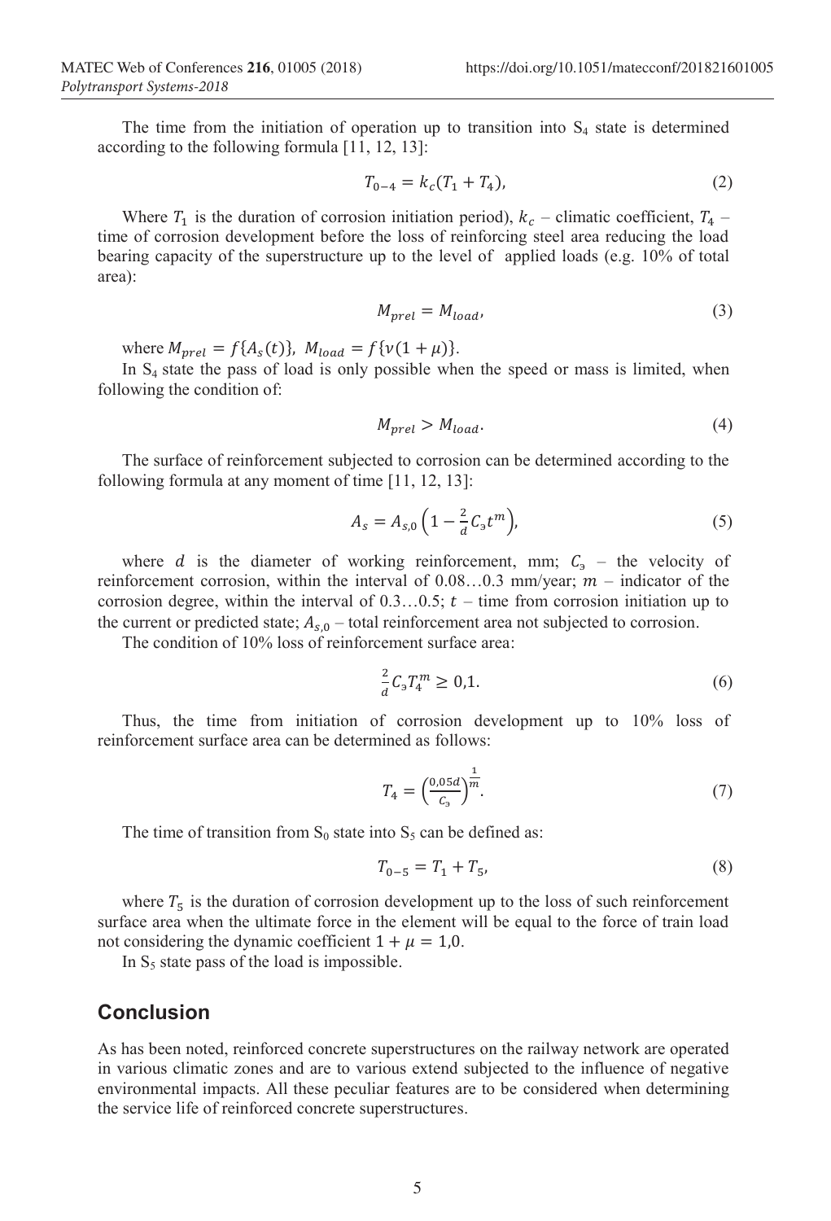The time from the initiation of operation up to transition into $S_4$ state is determined according to the following formula [11, 12, 13]:

$$T_{0-4} = k_c(T_1 + T_4), \tag{2}$$

Where $T_1$ is the duration of corrosion initiation period), $k_c$ – climatic coefficient, $T_4$ – time of corrosion development before the loss of reinforcing steel area reducing the load bearing capacity of the superstructure up to the level of applied loads (e.g. 10% of total area):

$$M_{prel} = M_{load}, \tag{3}$$

where $M_{prel} = f\{A_s(t)\}$, $M_{load} = f\{\nu(1 + \mu)\}$.

In $S_4$ state the pass of load is only possible when the speed or mass is limited, when following the condition of:

$$M_{prel} > M_{load}. \tag{4}$$

The surface of reinforcement subjected to corrosion can be determined according to the following formula at any moment of time [11, 12, 13]:

$$A_s = A_{s,0}\left(1 - \frac{2}{d}C_э t^m\right), \tag{5}$$

where $d$ is the diameter of working reinforcement, mm; $C_э$ – the velocity of reinforcement corrosion, within the interval of 0.08…0.3 mm/year; $m$ – indicator of the corrosion degree, within the interval of 0.3…0.5; $t$ – time from corrosion initiation up to the current or predicted state; $A_{s,0}$ – total reinforcement area not subjected to corrosion.

The condition of 10% loss of reinforcement surface area:

$$\frac{2}{d}C_э T_4^m \geq 0{,}1. \tag{6}$$

Thus, the time from initiation of corrosion development up to 10% loss of reinforcement surface area can be determined as follows:

$$T_4 = \left(\frac{0{,}05d}{C_э}\right)^{\frac{1}{m}}. \tag{7}$$

The time of transition from $S_0$ state into $S_5$ can be defined as:

$$T_{0-5} = T_1 + T_5, \tag{8}$$

where $T_5$ is the duration of corrosion development up to the loss of such reinforcement surface area when the ultimate force in the element will be equal to the force of train load not considering the dynamic coefficient $1 + \mu = 1{,}0$.

In $S_5$ state pass of the load is impossible.

## Conclusion

As has been noted, reinforced concrete superstructures on the railway network are operated in various climatic zones and are to various extend subjected to the influence of negative environmental impacts. All these peculiar features are to be considered when determining the service life of reinforced concrete superstructures.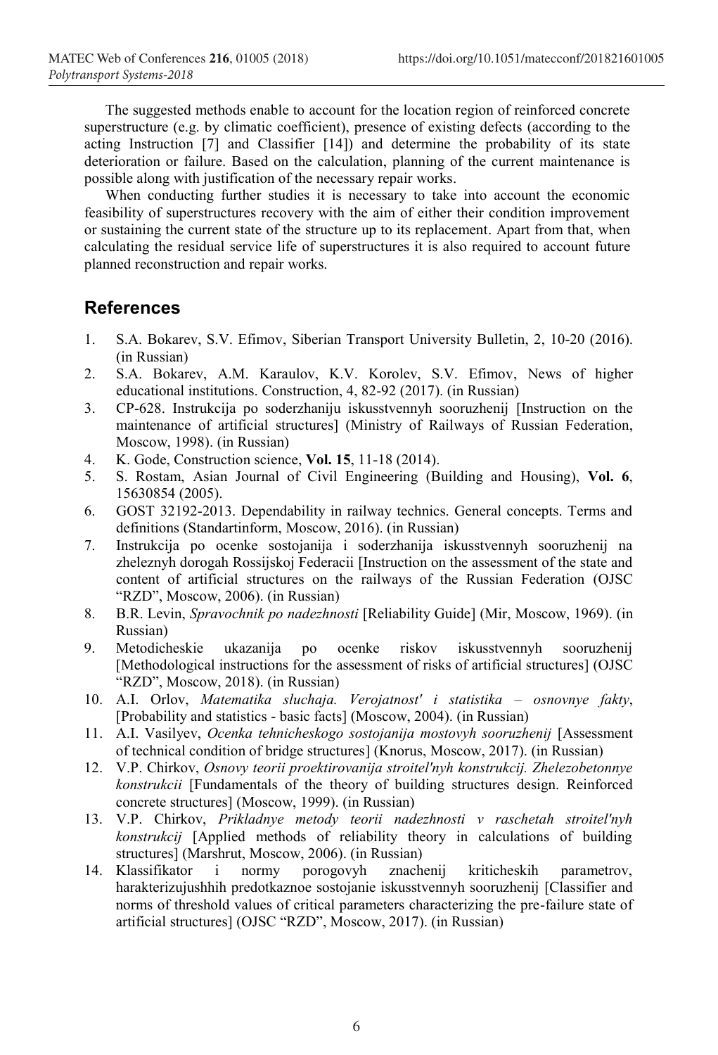The suggested methods enable to account for the location region of reinforced concrete superstructure (e.g. by climatic coefficient), presence of existing defects (according to the acting Instruction [7] and Classifier [14]) and determine the probability of its state deterioration or failure. Based on the calculation, planning of the current maintenance is possible along with justification of the necessary repair works.

When conducting further studies it is necessary to take into account the economic feasibility of superstructures recovery with the aim of either their condition improvement or sustaining the current state of the structure up to its replacement. Apart from that, when calculating the residual service life of superstructures it is also required to account future planned reconstruction and repair works.

## References

1. S.A. Bokarev, S.V. Efimov, Siberian Transport University Bulletin, 2, 10-20 (2016). (in Russian)
2. S.A. Bokarev, A.M. Karaulov, K.V. Korolev, S.V. Efimov, News of higher educational institutions. Construction, 4, 82-92 (2017). (in Russian)
3. CP-628. Instrukcija po soderzhaniju iskusstvennyh sooruzhenij [Instruction on the maintenance of artificial structures] (Ministry of Railways of Russian Federation, Moscow, 1998). (in Russian)
4. K. Gode, Construction science, **Vol. 15**, 11-18 (2014).
5. S. Rostam, Asian Journal of Civil Engineering (Building and Housing), **Vol. 6**, 15630854 (2005).
6. GOST 32192-2013. Dependability in railway technics. General concepts. Terms and definitions (Standartinform, Moscow, 2016). (in Russian)
7. Instrukcija po ocenke sostojanija i soderzhanija iskusstvennyh sooruzhenij na zheleznyh dorogah Rossijskoj Federacii [Instruction on the assessment of the state and content of artificial structures on the railways of the Russian Federation (OJSC "RZD", Moscow, 2006). (in Russian)
8. B.R. Levin, *Spravochnik po nadezhnosti* [Reliability Guide] (Mir, Moscow, 1969). (in Russian)
9. Metodicheskie ukazanija po ocenke riskov iskusstvennyh sooruzhenij [Methodological instructions for the assessment of risks of artificial structures] (OJSC "RZD", Moscow, 2018). (in Russian)
10. A.I. Orlov, *Matematika sluchaja. Verojatnost' i statistika – osnovnye fakty*, [Probability and statistics - basic facts] (Moscow, 2004). (in Russian)
11. A.I. Vasilyev, *Ocenka tehnicheskogo sostojanija mostovyh sooruzhenij* [Assessment of technical condition of bridge structures] (Knorus, Moscow, 2017). (in Russian)
12. V.P. Chirkov, *Osnovy teorii proektirovanija stroitel'nyh konstrukcij. Zhelezobetonnye konstrukcii* [Fundamentals of the theory of building structures design. Reinforced concrete structures] (Moscow, 1999). (in Russian)
13. V.P. Chirkov, *Prikladnye metody teorii nadezhnosti v raschetah stroitel'nyh konstrukcij* [Applied methods of reliability theory in calculations of building structures] (Marshrut, Moscow, 2006). (in Russian)
14. Klassifikator i normy porogovyh znachenij kriticheskih parametrov, harakterizujushhih predotkaznoe sostojanie iskusstvennyh sooruzhenij [Classifier and norms of threshold values of critical parameters characterizing the pre-failure state of artificial structures] (OJSC "RZD", Moscow, 2017). (in Russian)